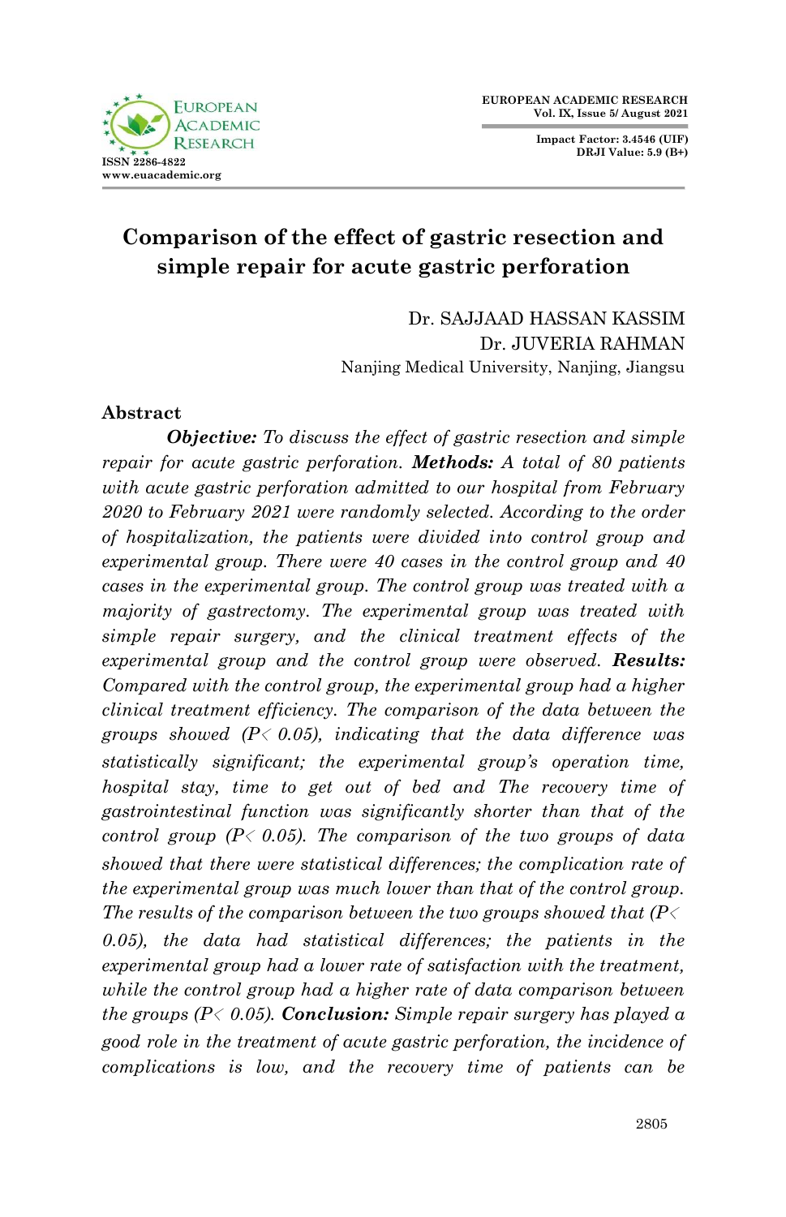# Comparison of the effect of gastric resection and simple repair for acute gastric perforation

Dr. SAJJAAD HASSAN KASSIM
Dr. JUVERIA RAHMAN
Nanjing Medical University, Nanjing, Jiangsu

## Abstract

***Objective:*** *To discuss the effect of gastric resection and simple repair for acute gastric perforation.* ***Methods:*** *A total of 80 patients with acute gastric perforation admitted to our hospital from February 2020 to February 2021 were randomly selected. According to the order of hospitalization, the patients were divided into control group and experimental group. There were 40 cases in the control group and 40 cases in the experimental group. The control group was treated with a majority of gastrectomy. The experimental group was treated with simple repair surgery, and the clinical treatment effects of the experimental group and the control group were observed.* ***Results:*** *Compared with the control group, the experimental group had a higher clinical treatment efficiency. The comparison of the data between the groups showed ($P < 0.05$), indicating that the data difference was statistically significant; the experimental group's operation time, hospital stay, time to get out of bed and The recovery time of gastrointestinal function was significantly shorter than that of the control group ($P < 0.05$). The comparison of the two groups of data showed that there were statistical differences; the complication rate of the experimental group was much lower than that of the control group. The results of the comparison between the two groups showed that ($P < 0.05$), the data had statistical differences; the patients in the experimental group had a lower rate of satisfaction with the treatment, while the control group had a higher rate of data comparison between the groups ($P < 0.05$).* ***Conclusion:*** *Simple repair surgery has played a good role in the treatment of acute gastric perforation, the incidence of complications is low, and the recovery time of patients can be*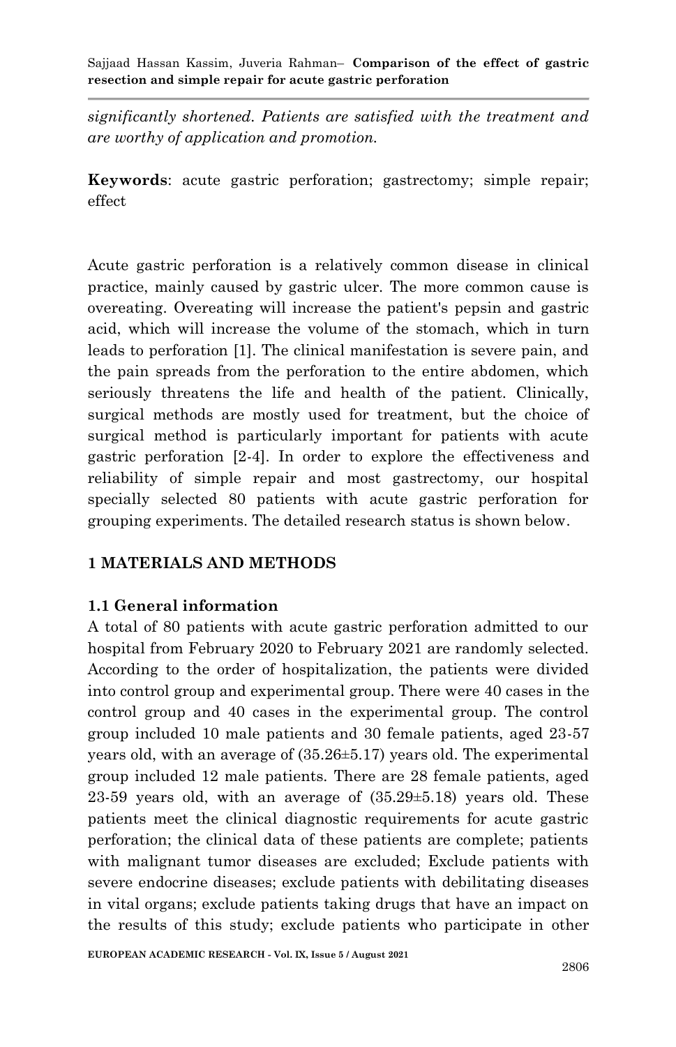*significantly shortened. Patients are satisfied with the treatment and are worthy of application and promotion.*

**Keywords**: acute gastric perforation; gastrectomy; simple repair; effect

Acute gastric perforation is a relatively common disease in clinical practice, mainly caused by gastric ulcer. The more common cause is overeating. Overeating will increase the patient's pepsin and gastric acid, which will increase the volume of the stomach, which in turn leads to perforation [1]. The clinical manifestation is severe pain, and the pain spreads from the perforation to the entire abdomen, which seriously threatens the life and health of the patient. Clinically, surgical methods are mostly used for treatment, but the choice of surgical method is particularly important for patients with acute gastric perforation [2-4]. In order to explore the effectiveness and reliability of simple repair and most gastrectomy, our hospital specially selected 80 patients with acute gastric perforation for grouping experiments. The detailed research status is shown below.

## 1 MATERIALS AND METHODS

### 1.1 General information

A total of 80 patients with acute gastric perforation admitted to our hospital from February 2020 to February 2021 are randomly selected. According to the order of hospitalization, the patients were divided into control group and experimental group. There were 40 cases in the control group and 40 cases in the experimental group. The control group included 10 male patients and 30 female patients, aged 23-57 years old, with an average of (35.26±5.17) years old. The experimental group included 12 male patients. There are 28 female patients, aged 23-59 years old, with an average of (35.29±5.18) years old. These patients meet the clinical diagnostic requirements for acute gastric perforation; the clinical data of these patients are complete; patients with malignant tumor diseases are excluded; Exclude patients with severe endocrine diseases; exclude patients with debilitating diseases in vital organs; exclude patients taking drugs that have an impact on the results of this study; exclude patients who participate in other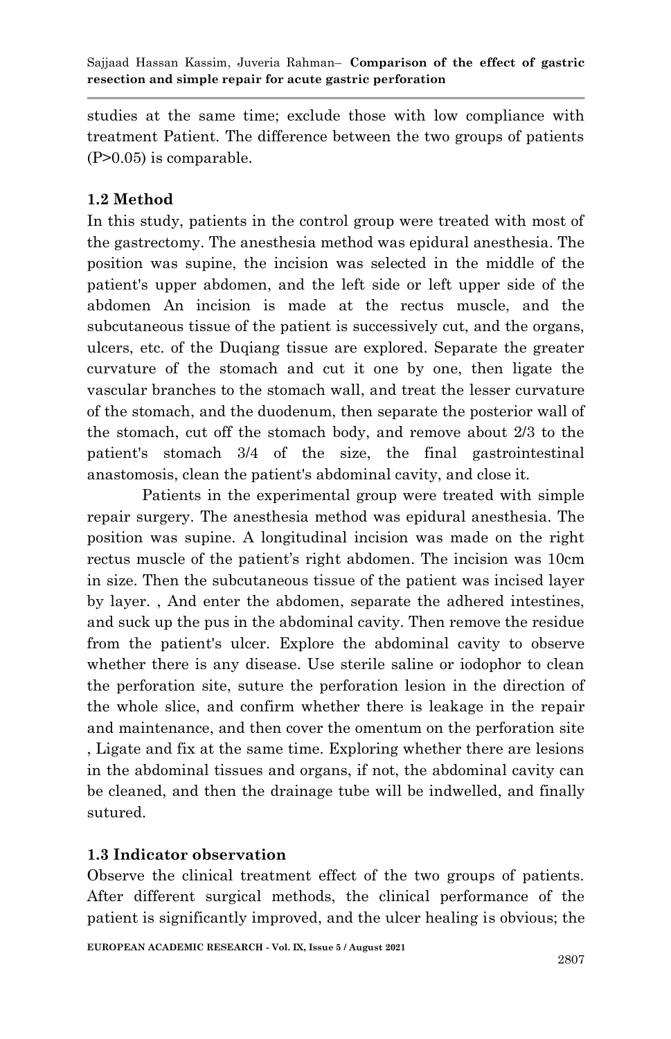studies at the same time; exclude those with low compliance with treatment Patient. The difference between the two groups of patients (P>0.05) is comparable.

### 1.2 Method

In this study, patients in the control group were treated with most of the gastrectomy. The anesthesia method was epidural anesthesia. The position was supine, the incision was selected in the middle of the patient's upper abdomen, and the left side or left upper side of the abdomen An incision is made at the rectus muscle, and the subcutaneous tissue of the patient is successively cut, and the organs, ulcers, etc. of the Duqiang tissue are explored. Separate the greater curvature of the stomach and cut it one by one, then ligate the vascular branches to the stomach wall, and treat the lesser curvature of the stomach, and the duodenum, then separate the posterior wall of the stomach, cut off the stomach body, and remove about 2/3 to the patient's stomach 3/4 of the size, the final gastrointestinal anastomosis, clean the patient's abdominal cavity, and close it.

Patients in the experimental group were treated with simple repair surgery. The anesthesia method was epidural anesthesia. The position was supine. A longitudinal incision was made on the right rectus muscle of the patient's right abdomen. The incision was 10cm in size. Then the subcutaneous tissue of the patient was incised layer by layer. , And enter the abdomen, separate the adhered intestines, and suck up the pus in the abdominal cavity. Then remove the residue from the patient's ulcer. Explore the abdominal cavity to observe whether there is any disease. Use sterile saline or iodophor to clean the perforation site, suture the perforation lesion in the direction of the whole slice, and confirm whether there is leakage in the repair and maintenance, and then cover the omentum on the perforation site , Ligate and fix at the same time. Exploring whether there are lesions in the abdominal tissues and organs, if not, the abdominal cavity can be cleaned, and then the drainage tube will be indwelled, and finally sutured.

### 1.3 Indicator observation

Observe the clinical treatment effect of the two groups of patients. After different surgical methods, the clinical performance of the patient is significantly improved, and the ulcer healing is obvious; the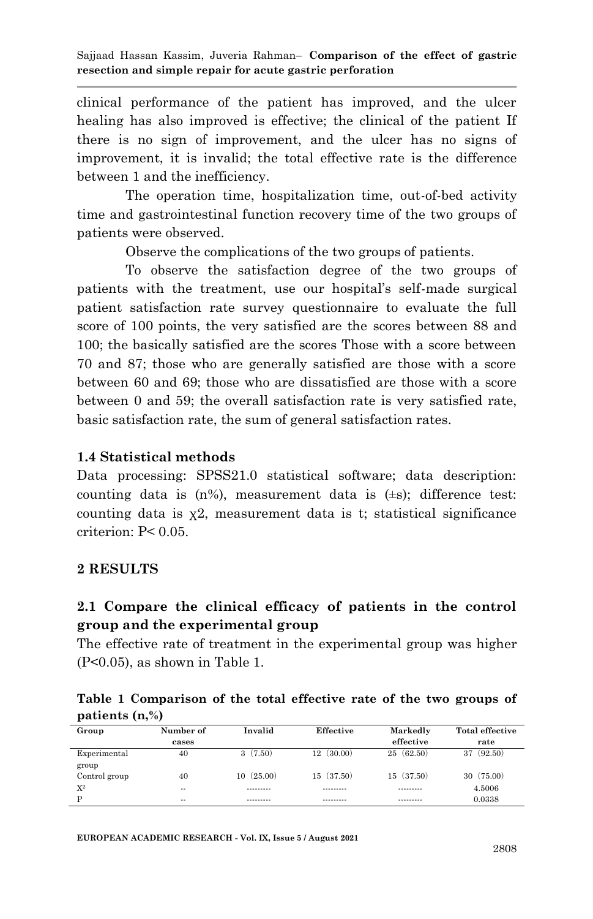clinical performance of the patient has improved, and the ulcer healing has also improved is effective; the clinical of the patient If there is no sign of improvement, and the ulcer has no signs of improvement, it is invalid; the total effective rate is the difference between 1 and the inefficiency.

The operation time, hospitalization time, out-of-bed activity time and gastrointestinal function recovery time of the two groups of patients were observed.

Observe the complications of the two groups of patients.

To observe the satisfaction degree of the two groups of patients with the treatment, use our hospital's self-made surgical patient satisfaction rate survey questionnaire to evaluate the full score of 100 points, the very satisfied are the scores between 88 and 100; the basically satisfied are the scores Those with a score between 70 and 87; those who are generally satisfied are those with a score between 60 and 69; those who are dissatisfied are those with a score between 0 and 59; the overall satisfaction rate is very satisfied rate, basic satisfaction rate, the sum of general satisfaction rates.

### 1.4 Statistical methods

Data processing: SPSS21.0 statistical software; data description: counting data is (n%), measurement data is (±s); difference test: counting data is $\chi 2$, measurement data is t; statistical significance criterion: $P < 0.05$.

## 2 RESULTS

### 2.1 Compare the clinical efficacy of patients in the control group and the experimental group

The effective rate of treatment in the experimental group was higher ($P<0.05$), as shown in Table 1.

**Table 1 Comparison of the total effective rate of the two groups of patients (n,%)**

| Group | Number of cases | Invalid | Effective | Markedly effective | Total effective rate |
|---|---|---|---|---|---|
| Experimental group | 40 | 3 (7.50) | 12 (30.00) | 25 (62.50) | 37 (92.50) |
| Control group | 40 | 10 (25.00) | 15 (37.50) | 15 (37.50) | 30 (75.00) |
| $X^2$ | -- | --------- | --------- | --------- | 4.5006 |
| P | -- | --------- | --------- | --------- | 0.0338 |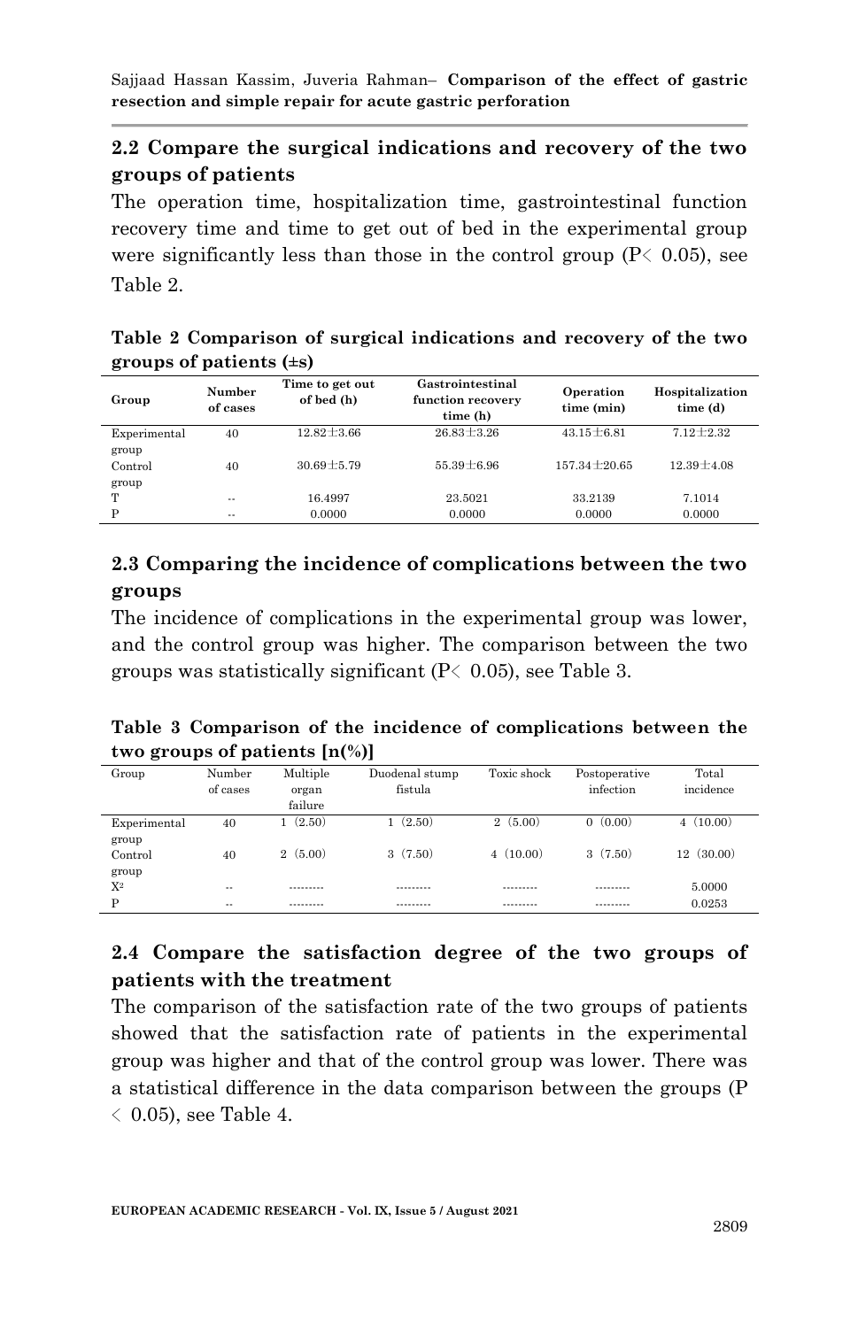## 2.2 Compare the surgical indications and recovery of the two groups of patients

The operation time, hospitalization time, gastrointestinal function recovery time and time to get out of bed in the experimental group were significantly less than those in the control group ($P < 0.05$), see Table 2.

**Table 2 Comparison of surgical indications and recovery of the two groups of patients (±s)**

| Group | Number of cases | Time to get out of bed (h) | Gastrointestinal function recovery time (h) | Operation time (min) | Hospitalization time (d) |
|---|---|---|---|---|---|
| Experimental group | 40 | 12.82±3.66 | 26.83±3.26 | 43.15±6.81 | 7.12±2.32 |
| Control group | 40 | 30.69±5.79 | 55.39±6.96 | 157.34±20.65 | 12.39±4.08 |
| T | -- | 16.4997 | 23.5021 | 33.2139 | 7.1014 |
| P | -- | 0.0000 | 0.0000 | 0.0000 | 0.0000 |

## 2.3 Comparing the incidence of complications between the two groups

The incidence of complications in the experimental group was lower, and the control group was higher. The comparison between the two groups was statistically significant ($P < 0.05$), see Table 3.

**Table 3 Comparison of the incidence of complications between the two groups of patients [n(%)]**

| Group | Number of cases | Multiple organ failure | Duodenal stump fistula | Toxic shock | Postoperative infection | Total incidence |
|---|---|---|---|---|---|---|
| Experimental group | 40 | 1 (2.50) | 1 (2.50) | 2 (5.00) | 0 (0.00) | 4 (10.00) |
| Control group | 40 | 2 (5.00) | 3 (7.50) | 4 (10.00) | 3 (7.50) | 12 (30.00) |
| $X^2$ | -- | --------- | --------- | --------- | --------- | 5.0000 |
| P | -- | --------- | --------- | --------- | --------- | 0.0253 |

## 2.4 Compare the satisfaction degree of the two groups of patients with the treatment

The comparison of the satisfaction rate of the two groups of patients showed that the satisfaction rate of patients in the experimental group was higher and that of the control group was lower. There was a statistical difference in the data comparison between the groups ($P < 0.05$), see Table 4.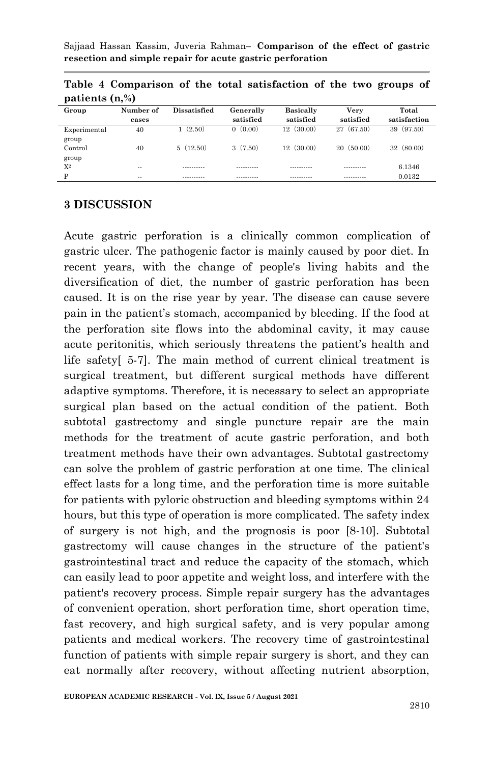**Table 4 Comparison of the total satisfaction of the two groups of patients (n,%)**

| Group | Number of cases | Dissatisfied | Generally satisfied | Basically satisfied | Very satisfied | Total satisfaction |
|---|---|---|---|---|---|---|
| Experimental group | 40 | 1 (2.50) | 0 (0.00) | 12 (30.00) | 27 (67.50) | 39 (97.50) |
| Control group | 40 | 5 (12.50) | 3 (7.50) | 12 (30.00) | 20 (50.00) | 32 (80.00) |
| $X^2$ | -- | ---------- | ---------- | ---------- | ---------- | 6.1346 |
| P | -- | ---------- | ---------- | ---------- | ---------- | 0.0132 |

## 3 DISCUSSION

Acute gastric perforation is a clinically common complication of gastric ulcer. The pathogenic factor is mainly caused by poor diet. In recent years, with the change of people's living habits and the diversification of diet, the number of gastric perforation has been caused. It is on the rise year by year. The disease can cause severe pain in the patient's stomach, accompanied by bleeding. If the food at the perforation site flows into the abdominal cavity, it may cause acute peritonitis, which seriously threatens the patient's health and life safety[ 5-7]. The main method of current clinical treatment is surgical treatment, but different surgical methods have different adaptive symptoms. Therefore, it is necessary to select an appropriate surgical plan based on the actual condition of the patient. Both subtotal gastrectomy and single puncture repair are the main methods for the treatment of acute gastric perforation, and both treatment methods have their own advantages. Subtotal gastrectomy can solve the problem of gastric perforation at one time. The clinical effect lasts for a long time, and the perforation time is more suitable for patients with pyloric obstruction and bleeding symptoms within 24 hours, but this type of operation is more complicated. The safety index of surgery is not high, and the prognosis is poor [8-10]. Subtotal gastrectomy will cause changes in the structure of the patient's gastrointestinal tract and reduce the capacity of the stomach, which can easily lead to poor appetite and weight loss, and interfere with the patient's recovery process. Simple repair surgery has the advantages of convenient operation, short perforation time, short operation time, fast recovery, and high surgical safety, and is very popular among patients and medical workers. The recovery time of gastrointestinal function of patients with simple repair surgery is short, and they can eat normally after recovery, without affecting nutrient absorption,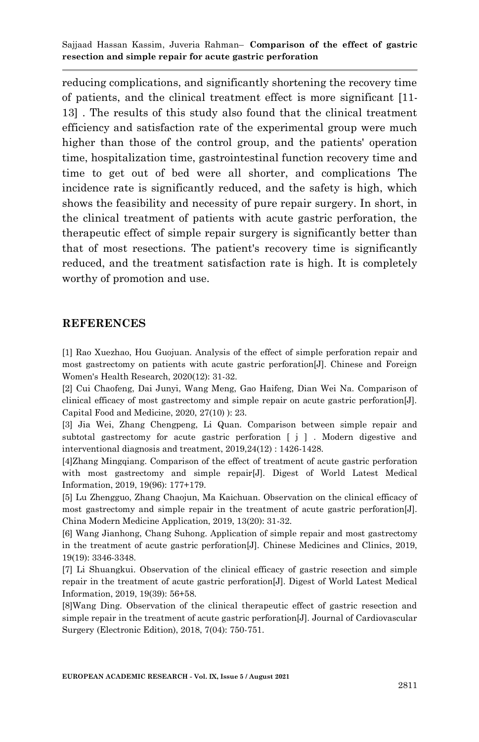reducing complications, and significantly shortening the recovery time of patients, and the clinical treatment effect is more significant [11-13] . The results of this study also found that the clinical treatment efficiency and satisfaction rate of the experimental group were much higher than those of the control group, and the patients' operation time, hospitalization time, gastrointestinal function recovery time and time to get out of bed were all shorter, and complications The incidence rate is significantly reduced, and the safety is high, which shows the feasibility and necessity of pure repair surgery. In short, in the clinical treatment of patients with acute gastric perforation, the therapeutic effect of simple repair surgery is significantly better than that of most resections. The patient's recovery time is significantly reduced, and the treatment satisfaction rate is high. It is completely worthy of promotion and use.

## REFERENCES

[1] Rao Xuezhao, Hou Guojuan. Analysis of the effect of simple perforation repair and most gastrectomy on patients with acute gastric perforation[J]. Chinese and Foreign Women's Health Research, 2020(12): 31-32.

[2] Cui Chaofeng, Dai Junyi, Wang Meng, Gao Haifeng, Dian Wei Na. Comparison of clinical efficacy of most gastrectomy and simple repair on acute gastric perforation[J]. Capital Food and Medicine, 2020, 27(10) ): 23.

[3] Jia Wei, Zhang Chengpeng, Li Quan. Comparison between simple repair and subtotal gastrectomy for acute gastric perforation [ j ] . Modern digestive and interventional diagnosis and treatment, 2019,24(12) : 1426-1428.

[4]Zhang Mingqiang. Comparison of the effect of treatment of acute gastric perforation with most gastrectomy and simple repair[J]. Digest of World Latest Medical Information, 2019, 19(96): 177+179.

[5] Lu Zhengguo, Zhang Chaojun, Ma Kaichuan. Observation on the clinical efficacy of most gastrectomy and simple repair in the treatment of acute gastric perforation[J]. China Modern Medicine Application, 2019, 13(20): 31-32.

[6] Wang Jianhong, Chang Suhong. Application of simple repair and most gastrectomy in the treatment of acute gastric perforation[J]. Chinese Medicines and Clinics, 2019, 19(19): 3346-3348.

[7] Li Shuangkui. Observation of the clinical efficacy of gastric resection and simple repair in the treatment of acute gastric perforation[J]. Digest of World Latest Medical Information, 2019, 19(39): 56+58.

[8]Wang Ding. Observation of the clinical therapeutic effect of gastric resection and simple repair in the treatment of acute gastric perforation[J]. Journal of Cardiovascular Surgery (Electronic Edition), 2018, 7(04): 750-751.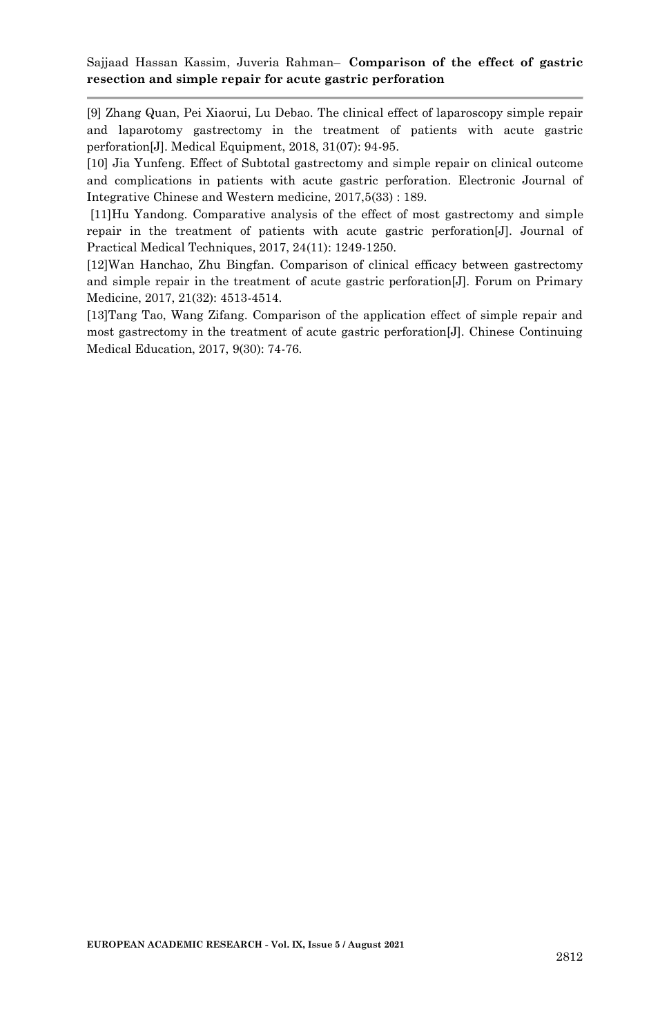[9] Zhang Quan, Pei Xiaorui, Lu Debao. The clinical effect of laparoscopy simple repair and laparotomy gastrectomy in the treatment of patients with acute gastric perforation[J]. Medical Equipment, 2018, 31(07): 94-95.

[10] Jia Yunfeng. Effect of Subtotal gastrectomy and simple repair on clinical outcome and complications in patients with acute gastric perforation. Electronic Journal of Integrative Chinese and Western medicine, 2017,5(33) : 189.

[11]Hu Yandong. Comparative analysis of the effect of most gastrectomy and simple repair in the treatment of patients with acute gastric perforation[J]. Journal of Practical Medical Techniques, 2017, 24(11): 1249-1250.

[12]Wan Hanchao, Zhu Bingfan. Comparison of clinical efficacy between gastrectomy and simple repair in the treatment of acute gastric perforation[J]. Forum on Primary Medicine, 2017, 21(32): 4513-4514.

[13]Tang Tao, Wang Zifang. Comparison of the application effect of simple repair and most gastrectomy in the treatment of acute gastric perforation[J]. Chinese Continuing Medical Education, 2017, 9(30): 74-76.